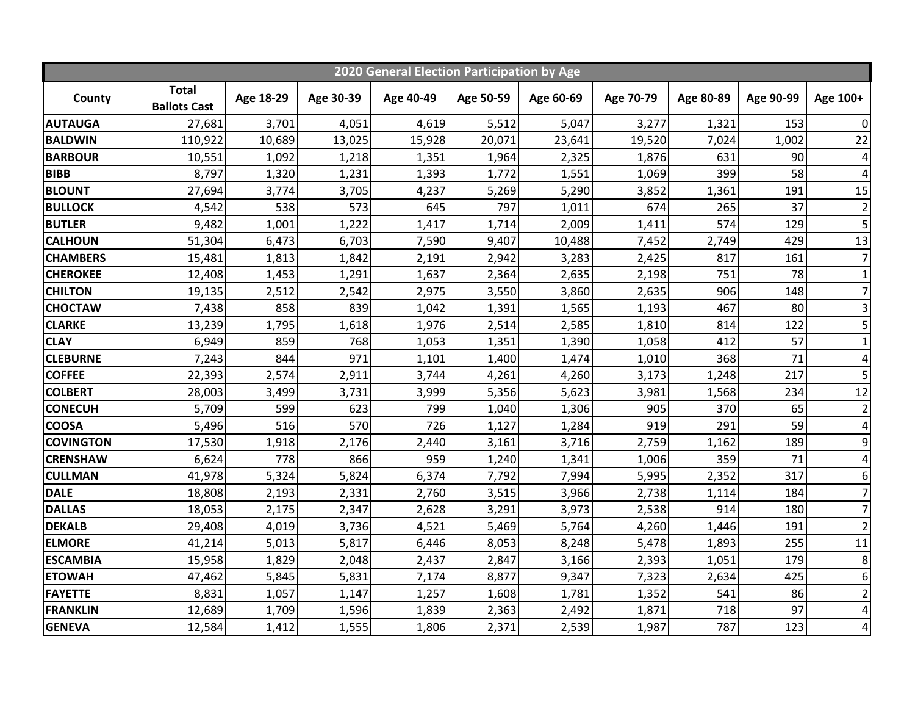| 2020 General Election Participation by Age | | | | | | | | | | |
|---|---|---|---|---|---|---|---|---|---|---|
| County | Total Ballots Cast | Age 18-29 | Age 30-39 | Age 40-49 | Age 50-59 | Age 60-69 | Age 70-79 | Age 80-89 | Age 90-99 | Age 100+ |
| AUTAUGA | 27,681 | 3,701 | 4,051 | 4,619 | 5,512 | 5,047 | 3,277 | 1,321 | 153 | 0 |
| BALDWIN | 110,922 | 10,689 | 13,025 | 15,928 | 20,071 | 23,641 | 19,520 | 7,024 | 1,002 | 22 |
| BARBOUR | 10,551 | 1,092 | 1,218 | 1,351 | 1,964 | 2,325 | 1,876 | 631 | 90 | 4 |
| BIBB | 8,797 | 1,320 | 1,231 | 1,393 | 1,772 | 1,551 | 1,069 | 399 | 58 | 4 |
| BLOUNT | 27,694 | 3,774 | 3,705 | 4,237 | 5,269 | 5,290 | 3,852 | 1,361 | 191 | 15 |
| BULLOCK | 4,542 | 538 | 573 | 645 | 797 | 1,011 | 674 | 265 | 37 | 2 |
| BUTLER | 9,482 | 1,001 | 1,222 | 1,417 | 1,714 | 2,009 | 1,411 | 574 | 129 | 5 |
| CALHOUN | 51,304 | 6,473 | 6,703 | 7,590 | 9,407 | 10,488 | 7,452 | 2,749 | 429 | 13 |
| CHAMBERS | 15,481 | 1,813 | 1,842 | 2,191 | 2,942 | 3,283 | 2,425 | 817 | 161 | 7 |
| CHEROKEE | 12,408 | 1,453 | 1,291 | 1,637 | 2,364 | 2,635 | 2,198 | 751 | 78 | 1 |
| CHILTON | 19,135 | 2,512 | 2,542 | 2,975 | 3,550 | 3,860 | 2,635 | 906 | 148 | 7 |
| CHOCTAW | 7,438 | 858 | 839 | 1,042 | 1,391 | 1,565 | 1,193 | 467 | 80 | 3 |
| CLARKE | 13,239 | 1,795 | 1,618 | 1,976 | 2,514 | 2,585 | 1,810 | 814 | 122 | 5 |
| CLAY | 6,949 | 859 | 768 | 1,053 | 1,351 | 1,390 | 1,058 | 412 | 57 | 1 |
| CLEBURNE | 7,243 | 844 | 971 | 1,101 | 1,400 | 1,474 | 1,010 | 368 | 71 | 4 |
| COFFEE | 22,393 | 2,574 | 2,911 | 3,744 | 4,261 | 4,260 | 3,173 | 1,248 | 217 | 5 |
| COLBERT | 28,003 | 3,499 | 3,731 | 3,999 | 5,356 | 5,623 | 3,981 | 1,568 | 234 | 12 |
| CONECUH | 5,709 | 599 | 623 | 799 | 1,040 | 1,306 | 905 | 370 | 65 | 2 |
| COOSA | 5,496 | 516 | 570 | 726 | 1,127 | 1,284 | 919 | 291 | 59 | 4 |
| COVINGTON | 17,530 | 1,918 | 2,176 | 2,440 | 3,161 | 3,716 | 2,759 | 1,162 | 189 | 9 |
| CRENSHAW | 6,624 | 778 | 866 | 959 | 1,240 | 1,341 | 1,006 | 359 | 71 | 4 |
| CULLMAN | 41,978 | 5,324 | 5,824 | 6,374 | 7,792 | 7,994 | 5,995 | 2,352 | 317 | 6 |
| DALE | 18,808 | 2,193 | 2,331 | 2,760 | 3,515 | 3,966 | 2,738 | 1,114 | 184 | 7 |
| DALLAS | 18,053 | 2,175 | 2,347 | 2,628 | 3,291 | 3,973 | 2,538 | 914 | 180 | 7 |
| DEKALB | 29,408 | 4,019 | 3,736 | 4,521 | 5,469 | 5,764 | 4,260 | 1,446 | 191 | 2 |
| ELMORE | 41,214 | 5,013 | 5,817 | 6,446 | 8,053 | 8,248 | 5,478 | 1,893 | 255 | 11 |
| ESCAMBIA | 15,958 | 1,829 | 2,048 | 2,437 | 2,847 | 3,166 | 2,393 | 1,051 | 179 | 8 |
| ETOWAH | 47,462 | 5,845 | 5,831 | 7,174 | 8,877 | 9,347 | 7,323 | 2,634 | 425 | 6 |
| FAYETTE | 8,831 | 1,057 | 1,147 | 1,257 | 1,608 | 1,781 | 1,352 | 541 | 86 | 2 |
| FRANKLIN | 12,689 | 1,709 | 1,596 | 1,839 | 2,363 | 2,492 | 1,871 | 718 | 97 | 4 |
| GENEVA | 12,584 | 1,412 | 1,555 | 1,806 | 2,371 | 2,539 | 1,987 | 787 | 123 | 4 |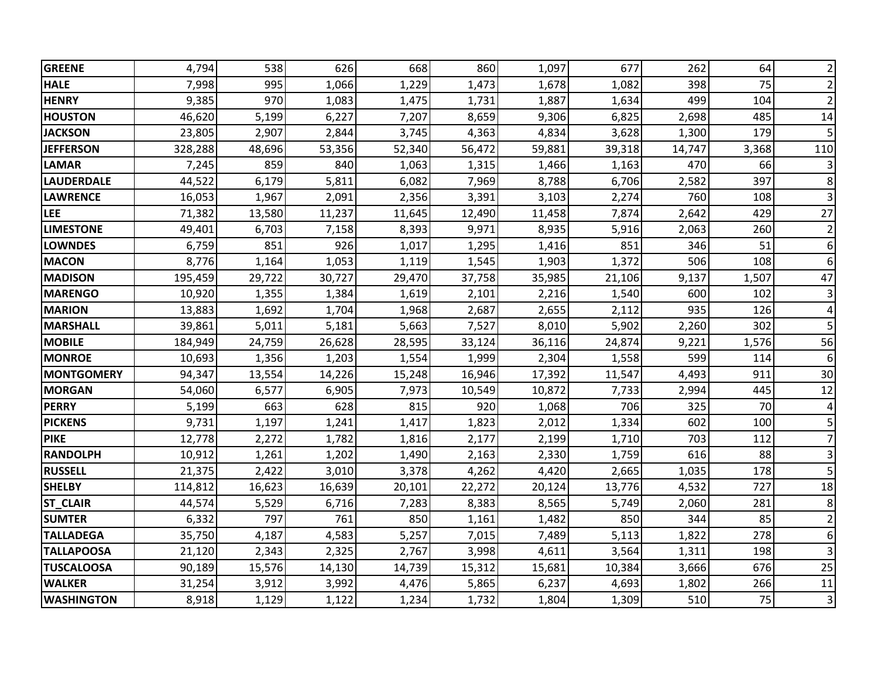| | | | | | | | | | |
|---|---|---|---|---|---|---|---|---|---|
| **GREENE** | 4,794 | 538 | 626 | 668 | 860 | 1,097 | 677 | 262 | 64 | 2 |
| **HALE** | 7,998 | 995 | 1,066 | 1,229 | 1,473 | 1,678 | 1,082 | 398 | 75 | 2 |
| **HENRY** | 9,385 | 970 | 1,083 | 1,475 | 1,731 | 1,887 | 1,634 | 499 | 104 | 2 |
| **HOUSTON** | 46,620 | 5,199 | 6,227 | 7,207 | 8,659 | 9,306 | 6,825 | 2,698 | 485 | 14 |
| **JACKSON** | 23,805 | 2,907 | 2,844 | 3,745 | 4,363 | 4,834 | 3,628 | 1,300 | 179 | 5 |
| **JEFFERSON** | 328,288 | 48,696 | 53,356 | 52,340 | 56,472 | 59,881 | 39,318 | 14,747 | 3,368 | 110 |
| **LAMAR** | 7,245 | 859 | 840 | 1,063 | 1,315 | 1,466 | 1,163 | 470 | 66 | 3 |
| **LAUDERDALE** | 44,522 | 6,179 | 5,811 | 6,082 | 7,969 | 8,788 | 6,706 | 2,582 | 397 | 8 |
| **LAWRENCE** | 16,053 | 1,967 | 2,091 | 2,356 | 3,391 | 3,103 | 2,274 | 760 | 108 | 3 |
| **LEE** | 71,382 | 13,580 | 11,237 | 11,645 | 12,490 | 11,458 | 7,874 | 2,642 | 429 | 27 |
| **LIMESTONE** | 49,401 | 6,703 | 7,158 | 8,393 | 9,971 | 8,935 | 5,916 | 2,063 | 260 | 2 |
| **LOWNDES** | 6,759 | 851 | 926 | 1,017 | 1,295 | 1,416 | 851 | 346 | 51 | 6 |
| **MACON** | 8,776 | 1,164 | 1,053 | 1,119 | 1,545 | 1,903 | 1,372 | 506 | 108 | 6 |
| **MADISON** | 195,459 | 29,722 | 30,727 | 29,470 | 37,758 | 35,985 | 21,106 | 9,137 | 1,507 | 47 |
| **MARENGO** | 10,920 | 1,355 | 1,384 | 1,619 | 2,101 | 2,216 | 1,540 | 600 | 102 | 3 |
| **MARION** | 13,883 | 1,692 | 1,704 | 1,968 | 2,687 | 2,655 | 2,112 | 935 | 126 | 4 |
| **MARSHALL** | 39,861 | 5,011 | 5,181 | 5,663 | 7,527 | 8,010 | 5,902 | 2,260 | 302 | 5 |
| **MOBILE** | 184,949 | 24,759 | 26,628 | 28,595 | 33,124 | 36,116 | 24,874 | 9,221 | 1,576 | 56 |
| **MONROE** | 10,693 | 1,356 | 1,203 | 1,554 | 1,999 | 2,304 | 1,558 | 599 | 114 | 6 |
| **MONTGOMERY** | 94,347 | 13,554 | 14,226 | 15,248 | 16,946 | 17,392 | 11,547 | 4,493 | 911 | 30 |
| **MORGAN** | 54,060 | 6,577 | 6,905 | 7,973 | 10,549 | 10,872 | 7,733 | 2,994 | 445 | 12 |
| **PERRY** | 5,199 | 663 | 628 | 815 | 920 | 1,068 | 706 | 325 | 70 | 4 |
| **PICKENS** | 9,731 | 1,197 | 1,241 | 1,417 | 1,823 | 2,012 | 1,334 | 602 | 100 | 5 |
| **PIKE** | 12,778 | 2,272 | 1,782 | 1,816 | 2,177 | 2,199 | 1,710 | 703 | 112 | 7 |
| **RANDOLPH** | 10,912 | 1,261 | 1,202 | 1,490 | 2,163 | 2,330 | 1,759 | 616 | 88 | 3 |
| **RUSSELL** | 21,375 | 2,422 | 3,010 | 3,378 | 4,262 | 4,420 | 2,665 | 1,035 | 178 | 5 |
| **SHELBY** | 114,812 | 16,623 | 16,639 | 20,101 | 22,272 | 20,124 | 13,776 | 4,532 | 727 | 18 |
| **ST_CLAIR** | 44,574 | 5,529 | 6,716 | 7,283 | 8,383 | 8,565 | 5,749 | 2,060 | 281 | 8 |
| **SUMTER** | 6,332 | 797 | 761 | 850 | 1,161 | 1,482 | 850 | 344 | 85 | 2 |
| **TALLADEGA** | 35,750 | 4,187 | 4,583 | 5,257 | 7,015 | 7,489 | 5,113 | 1,822 | 278 | 6 |
| **TALLAPOOSA** | 21,120 | 2,343 | 2,325 | 2,767 | 3,998 | 4,611 | 3,564 | 1,311 | 198 | 3 |
| **TUSCALOOSA** | 90,189 | 15,576 | 14,130 | 14,739 | 15,312 | 15,681 | 10,384 | 3,666 | 676 | 25 |
| **WALKER** | 31,254 | 3,912 | 3,992 | 4,476 | 5,865 | 6,237 | 4,693 | 1,802 | 266 | 11 |
| **WASHINGTON** | 8,918 | 1,129 | 1,122 | 1,234 | 1,732 | 1,804 | 1,309 | 510 | 75 | 3 |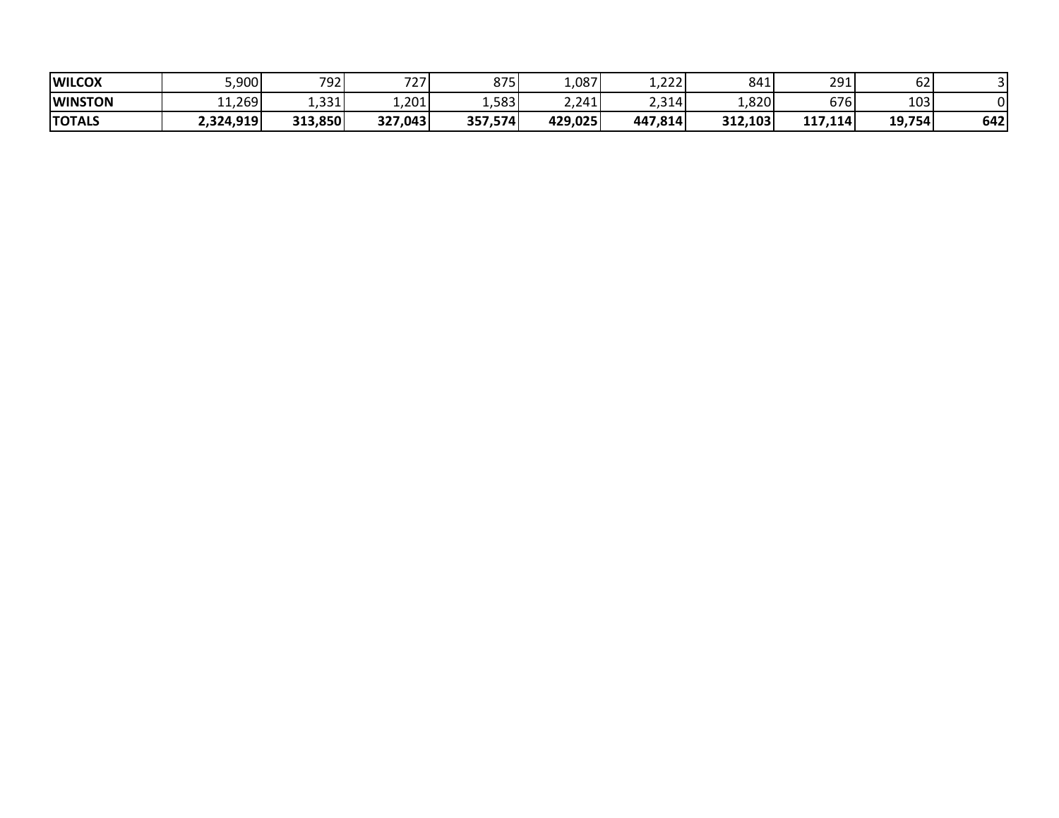| | | | | | | | | | | |
|---|---|---|---|---|---|---|---|---|---|---|
| **WILCOX** | 5,900 | 792 | 727 | 875 | 1,087 | 1,222 | 841 | 291 | 62 | 3 |
| **WINSTON** | 11,269 | 1,331 | 1,201 | 1,583 | 2,241 | 2,314 | 1,820 | 676 | 103 | 0 |
| **TOTALS** | **2,324,919** | **313,850** | **327,043** | **357,574** | **429,025** | **447,814** | **312,103** | **117,114** | **19,754** | **642** |